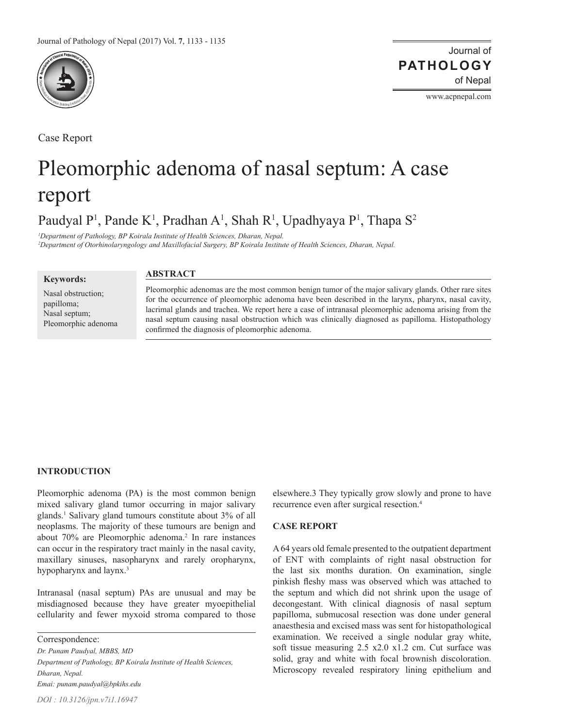Case Report

# Pleomorphic adenoma of nasal septum: A case report

Paudyal P[1], Pande K[1], Pradhan A[1], Shah R[1], Upadhyaya P[1], Thapa S[2]

*[1]Department of Pathology, BP Koirala Institute of Health Sciences, Dharan, Nepal.*
*[2]Department of Otorhinolaryngology and Maxillofacial Surgery, BP Koirala Institute of Health Sciences, Dharan, Nepal.*

**Keywords:**

Nasal obstruction; papilloma; Nasal septum; Pleomorphic adenoma

## ABSTRACT

Pleomorphic adenomas are the most common benign tumor of the major salivary glands. Other rare sites for the occurrence of pleomorphic adenoma have been described in the larynx, pharynx, nasal cavity, lacrimal glands and trachea. We report here a case of intranasal pleomorphic adenoma arising from the nasal septum causing nasal obstruction which was clinically diagnosed as papilloma. Histopathology confirmed the diagnosis of pleomorphic adenoma.

## INTRODUCTION

Pleomorphic adenoma (PA) is the most common benign mixed salivary gland tumor occurring in major salivary glands.[1] Salivary gland tumours constitute about 3% of all neoplasms. The majority of these tumours are benign and about 70% are Pleomorphic adenoma.[2] In rare instances can occur in the respiratory tract mainly in the nasal cavity, maxillary sinuses, nasopharynx and rarely oropharynx, hypopharynx and laynx.[3]

Intranasal (nasal septum) PAs are unusual and may be misdiagnosed because they have greater myoepithelial cellularity and fewer myxoid stroma compared to those elsewhere.3 They typically grow slowly and prone to have recurrence even after surgical resection.[4]

## CASE REPORT

A 64 years old female presented to the outpatient department of ENT with complaints of right nasal obstruction for the last six months duration. On examination, single pinkish fleshy mass was observed which was attached to the septum and which did not shrink upon the usage of decongestant. With clinical diagnosis of nasal septum papilloma, submucosal resection was done under general anaesthesia and excised mass was sent for histopathological examination. We received a single nodular gray white, soft tissue measuring 2.5 x2.0 x1.2 cm. Cut surface was solid, gray and white with focal brownish discoloration. Microscopy revealed respiratory lining epithelium and

Correspondence:
*Dr. Punam Paudyal, MBBS, MD*
*Department of Pathology, BP Koirala Institute of Health Sciences, Dharan, Nepal.*
*Emai: punam.paudyal@bpkihs.edu*

*DOI : 10.3126/jpn.v7i1.16947*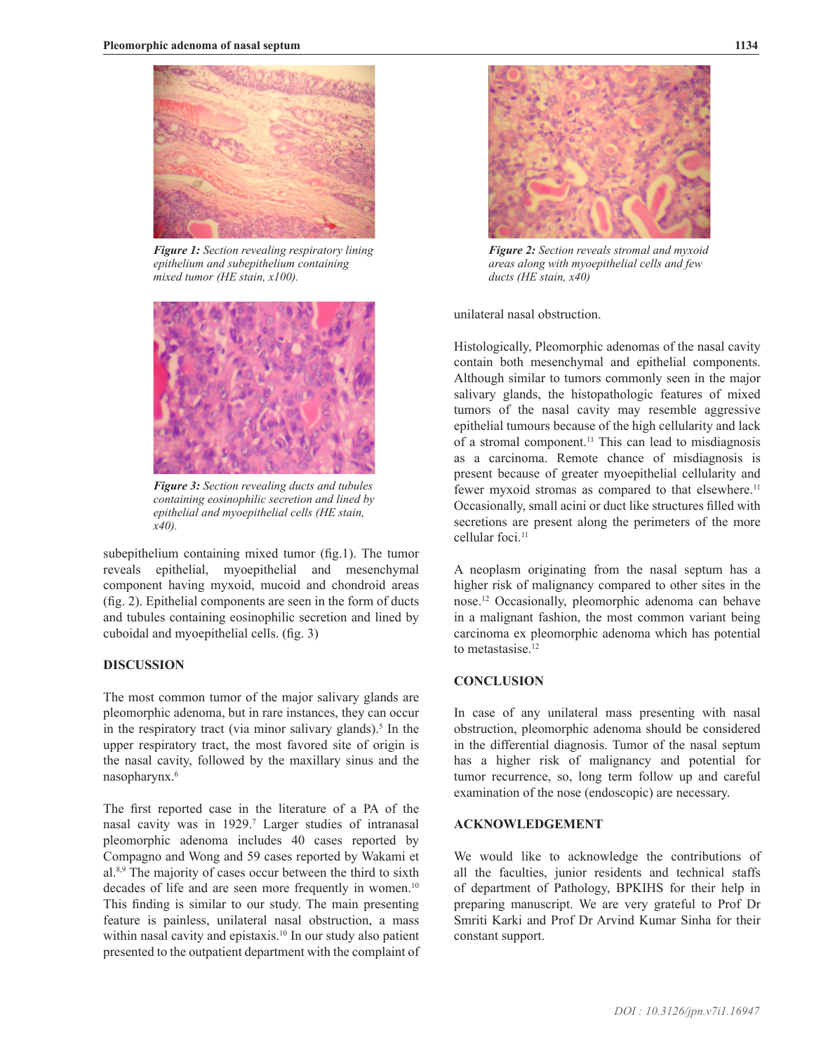*Figure 1: Section revealing respiratory lining epithelium and subepithelium containing mixed tumor (HE stain, x100).*

*Figure 3: Section revealing ducts and tubules containing eosinophilic secretion and lined by epithelial and myoepithelial cells (HE stain, x40).*

subepithelium containing mixed tumor (fig.1). The tumor reveals epithelial, myoepithelial and mesenchymal component having myxoid, mucoid and chondroid areas (fig. 2). Epithelial components are seen in the form of ducts and tubules containing eosinophilic secretion and lined by cuboidal and myoepithelial cells. (fig. 3)

## DISCUSSION

The most common tumor of the major salivary glands are pleomorphic adenoma, but in rare instances, they can occur in the respiratory tract (via minor salivary glands).[5] In the upper respiratory tract, the most favored site of origin is the nasal cavity, followed by the maxillary sinus and the nasopharynx.[6]

The first reported case in the literature of a PA of the nasal cavity was in 1929.[7] Larger studies of intranasal pleomorphic adenoma includes 40 cases reported by Compagno and Wong and 59 cases reported by Wakami et al.[8,9] The majority of cases occur between the third to sixth decades of life and are seen more frequently in women.[10] This finding is similar to our study. The main presenting feature is painless, unilateral nasal obstruction, a mass within nasal cavity and epistaxis.[10] In our study also patient presented to the outpatient department with the complaint of unilateral nasal obstruction.

*Figure 2: Section reveals stromal and myxoid areas along with myoepithelial cells and few ducts (HE stain, x40)*

Histologically, Pleomorphic adenomas of the nasal cavity contain both mesenchymal and epithelial components. Although similar to tumors commonly seen in the major salivary glands, the histopathologic features of mixed tumors of the nasal cavity may resemble aggressive epithelial tumours because of the high cellularity and lack of a stromal component.[11] This can lead to misdiagnosis as a carcinoma. Remote chance of misdiagnosis is present because of greater myoepithelial cellularity and fewer myxoid stromas as compared to that elsewhere.[11] Occasionally, small acini or duct like structures filled with secretions are present along the perimeters of the more cellular foci.[11]

A neoplasm originating from the nasal septum has a higher risk of malignancy compared to other sites in the nose.[12] Occasionally, pleomorphic adenoma can behave in a malignant fashion, the most common variant being carcinoma ex pleomorphic adenoma which has potential to metastasise.[12]

## CONCLUSION

In case of any unilateral mass presenting with nasal obstruction, pleomorphic adenoma should be considered in the differential diagnosis. Tumor of the nasal septum has a higher risk of malignancy and potential for tumor recurrence, so, long term follow up and careful examination of the nose (endoscopic) are necessary.

## ACKNOWLEDGEMENT

We would like to acknowledge the contributions of all the faculties, junior residents and technical staffs of department of Pathology, BPKIHS for their help in preparing manuscript. We are very grateful to Prof Dr Smriti Karki and Prof Dr Arvind Kumar Sinha for their constant support.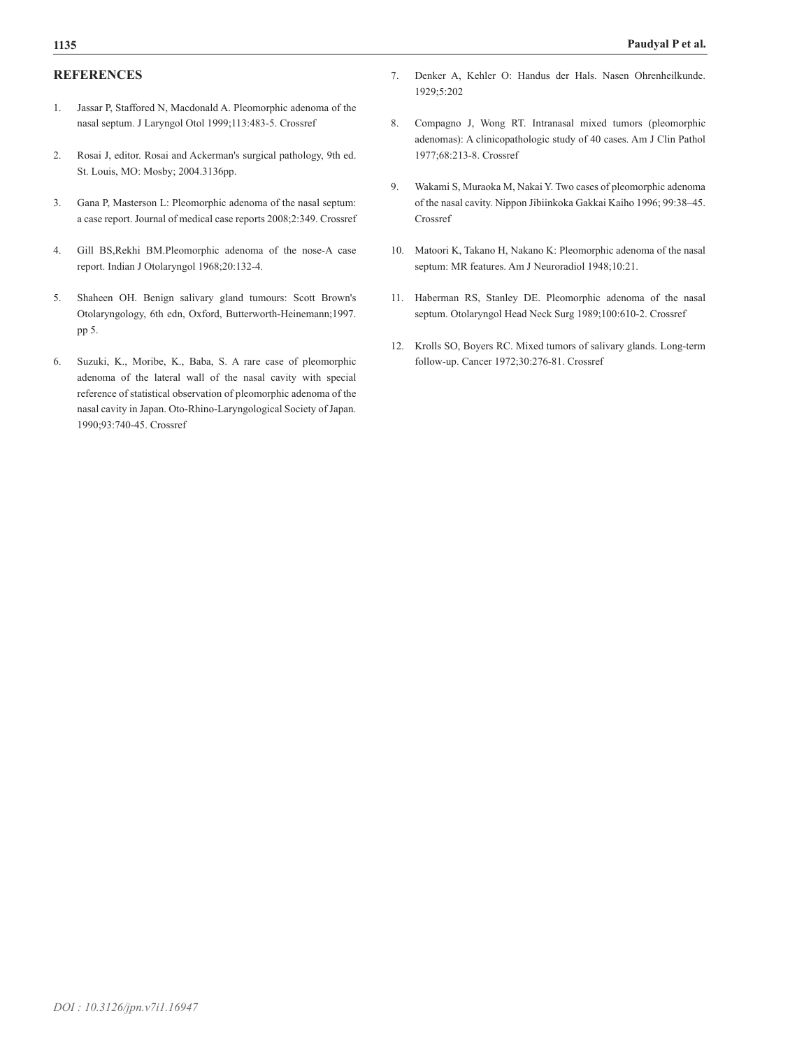## REFERENCES

1. Jassar P, Staffored N, Macdonald A. Pleomorphic adenoma of the nasal septum. J Laryngol Otol 1999;113:483-5. Crossref

2. Rosai J, editor. Rosai and Ackerman's surgical pathology, 9th ed. St. Louis, MO: Mosby; 2004.3136pp.

3. Gana P, Masterson L: Pleomorphic adenoma of the nasal septum: a case report. Journal of medical case reports 2008;2:349. Crossref

4. Gill BS,Rekhi BM.Pleomorphic adenoma of the nose-A case report. Indian J Otolaryngol 1968;20:132-4.

5. Shaheen OH. Benign salivary gland tumours: Scott Brown's Otolaryngology, 6th edn, Oxford, Butterworth-Heinemann;1997. pp 5.

6. Suzuki, K., Moribe, K., Baba, S. A rare case of pleomorphic adenoma of the lateral wall of the nasal cavity with special reference of statistical observation of pleomorphic adenoma of the nasal cavity in Japan. Oto-Rhino-Laryngological Society of Japan. 1990;93:740-45. Crossref

7. Denker A, Kehler O: Handus der Hals. Nasen Ohrenheilkunde. 1929;5:202

8. Compagno J, Wong RT. Intranasal mixed tumors (pleomorphic adenomas): A clinicopathologic study of 40 cases. Am J Clin Pathol 1977;68:213-8. Crossref

9. Wakami S, Muraoka M, Nakai Y. Two cases of pleomorphic adenoma of the nasal cavity. Nippon Jibiinkoka Gakkai Kaiho 1996; 99:38–45. Crossref

10. Matoori K, Takano H, Nakano K: Pleomorphic adenoma of the nasal septum: MR features. Am J Neuroradiol 1948;10:21.

11. Haberman RS, Stanley DE. Pleomorphic adenoma of the nasal septum. Otolaryngol Head Neck Surg 1989;100:610-2. Crossref

12. Krolls SO, Boyers RC. Mixed tumors of salivary glands. Long-term follow-up. Cancer 1972;30:276-81. Crossref

*DOI : 10.3126/jpn.v7i1.16947*